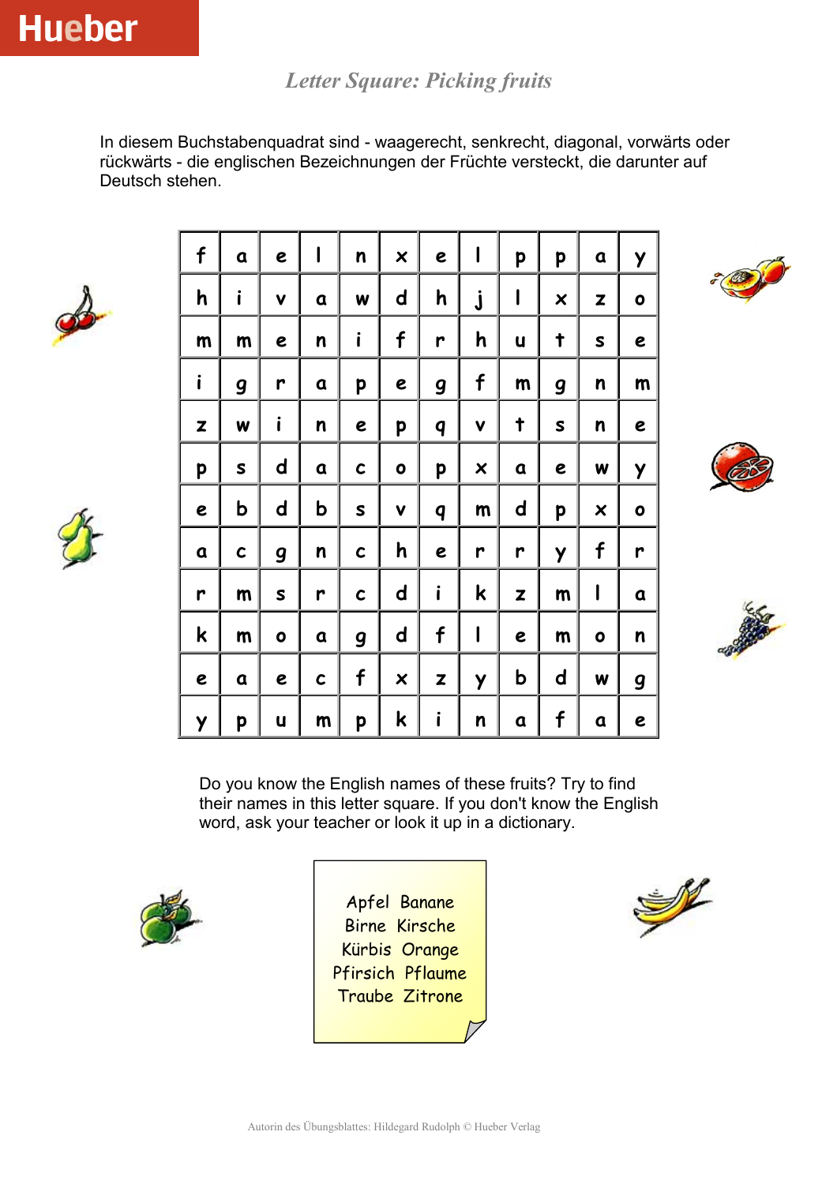Hueber

*Letter Square: Picking fruits*

In diesem Buchstabenquadrat sind - waagerecht, senkrecht, diagonal, vorwärts oder rückwärts - die englischen Bezeichnungen der Früchte versteckt, die darunter auf Deutsch stehen.

| | | | | | | | | | | | |
|---|---|---|---|---|---|---|---|---|---|---|---|
| f | a | e | l | n | x | e | l | p | p | a | y |
| h | i | v | a | w | d | h | j | l | x | z | o |
| m | m | e | n | i | f | r | h | u | t | s | e |
| i | g | r | a | p | e | g | f | m | g | n | m |
| z | w | i | n | e | p | q | v | t | s | n | e |
| p | s | d | a | c | o | p | x | a | e | w | y |
| e | b | d | b | s | v | q | m | d | p | x | o |
| a | c | g | n | c | h | e | r | r | y | f | r |
| r | m | s | r | c | d | i | k | z | m | l | a |
| k | m | o | a | g | d | f | l | e | m | o | n |
| e | a | e | c | f | x | z | y | b | d | w | g |
| y | p | u | m | p | k | i | n | a | f | a | e |

Do you know the English names of these fruits? Try to find their names in this letter square. If you don't know the English word, ask your teacher or look it up in a dictionary.

Apfel Banane
Birne Kirsche
Kürbis Orange
Pfirsich Pflaume
Traube Zitrone

Autorin des Übungsblattes: Hildegard Rudolph © Hueber Verlag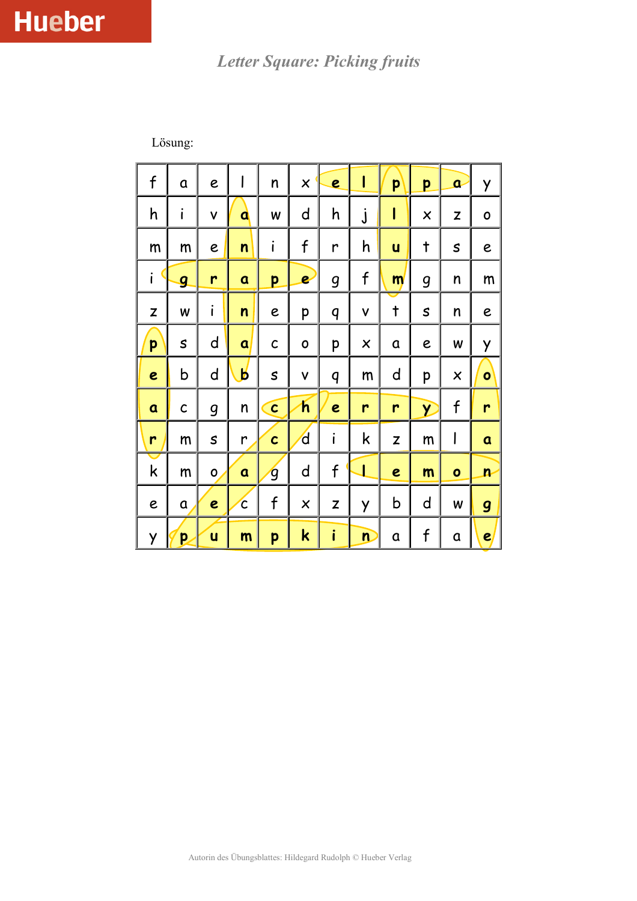# Letter Square: Picking fruits

Lösung:

| | | | | | | | | | | | |
|---|---|---|---|---|---|---|---|---|---|---|---|
| f | a | e | l | n | x | **e** | **l** | **p** | **p** | **a** | y |
| h | i | v | **a** | w | d | h | j | **l** | x | z | o |
| m | m | e | **n** | i | f | r | h | **u** | t | s | e |
| i | **g** | **r** | **a** | **p** | **e** | g | f | **m** | g | n | m |
| z | w | i | **n** | e | p | q | v | t | s | n | e |
| **p** | s | d | **a** | c | o | p | x | a | e | w | y |
| **e** | b | d | **b** | s | v | q | m | d | p | x | **o** |
| **a** | c | g | n | **c** | **h** | **e** | **r** | **r** | **y** | f | **r** |
| **r** | m | s | r | **c** | d | i | k | z | m | l | **a** |
| k | m | o | **a** | g | d | f | **l** | **e** | **m** | **o** | **n** |
| e | a | **e** | c | f | x | z | y | b | d | w | **g** |
| y | **p** | **u** | **m** | **p** | **k** | **i** | **n** | a | f | a | **e** |

Autorin des Übungsblattes: Hildegard Rudolph © Hueber Verlag